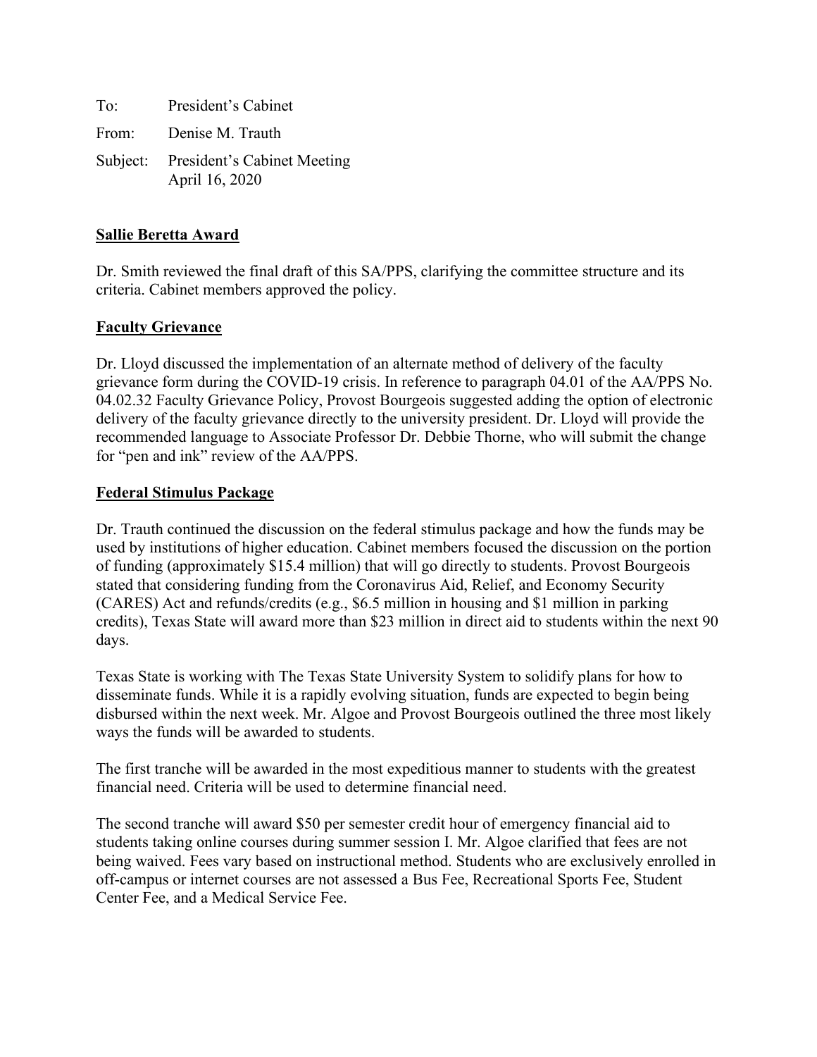To: President's Cabinet

From: Denise M. Trauth

Subject: President's Cabinet Meeting
April 16, 2020

**Sallie Beretta Award**

Dr. Smith reviewed the final draft of this SA/PPS, clarifying the committee structure and its criteria. Cabinet members approved the policy.

**Faculty Grievance**

Dr. Lloyd discussed the implementation of an alternate method of delivery of the faculty grievance form during the COVID-19 crisis. In reference to paragraph 04.01 of the AA/PPS No. 04.02.32 Faculty Grievance Policy, Provost Bourgeois suggested adding the option of electronic delivery of the faculty grievance directly to the university president. Dr. Lloyd will provide the recommended language to Associate Professor Dr. Debbie Thorne, who will submit the change for "pen and ink" review of the AA/PPS.

**Federal Stimulus Package**

Dr. Trauth continued the discussion on the federal stimulus package and how the funds may be used by institutions of higher education. Cabinet members focused the discussion on the portion of funding (approximately $15.4 million) that will go directly to students. Provost Bourgeois stated that considering funding from the Coronavirus Aid, Relief, and Economy Security (CARES) Act and refunds/credits (e.g., $6.5 million in housing and $1 million in parking credits), Texas State will award more than $23 million in direct aid to students within the next 90 days.

Texas State is working with The Texas State University System to solidify plans for how to disseminate funds. While it is a rapidly evolving situation, funds are expected to begin being disbursed within the next week. Mr. Algoe and Provost Bourgeois outlined the three most likely ways the funds will be awarded to students.

The first tranche will be awarded in the most expeditious manner to students with the greatest financial need. Criteria will be used to determine financial need.

The second tranche will award $50 per semester credit hour of emergency financial aid to students taking online courses during summer session I. Mr. Algoe clarified that fees are not being waived. Fees vary based on instructional method. Students who are exclusively enrolled in off-campus or internet courses are not assessed a Bus Fee, Recreational Sports Fee, Student Center Fee, and a Medical Service Fee.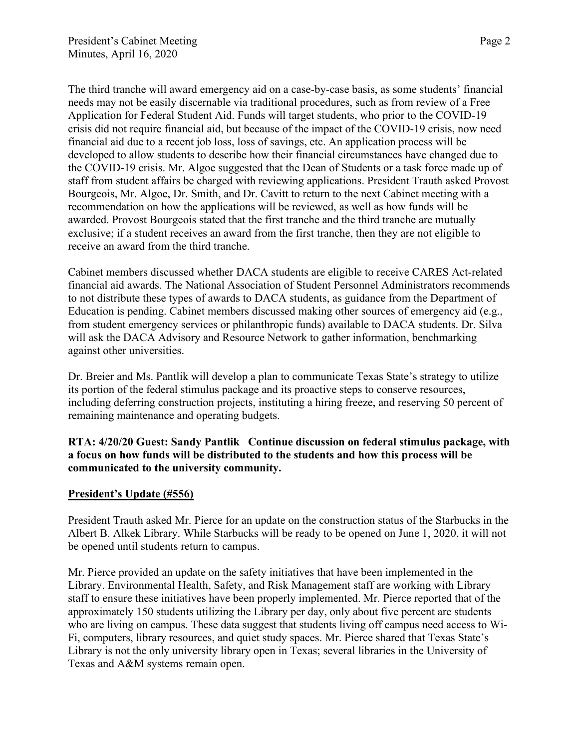The third tranche will award emergency aid on a case-by-case basis, as some students' financial needs may not be easily discernable via traditional procedures, such as from review of a Free Application for Federal Student Aid. Funds will target students, who prior to the COVID-19 crisis did not require financial aid, but because of the impact of the COVID-19 crisis, now need financial aid due to a recent job loss, loss of savings, etc. An application process will be developed to allow students to describe how their financial circumstances have changed due to the COVID-19 crisis. Mr. Algoe suggested that the Dean of Students or a task force made up of staff from student affairs be charged with reviewing applications. President Trauth asked Provost Bourgeois, Mr. Algoe, Dr. Smith, and Dr. Cavitt to return to the next Cabinet meeting with a recommendation on how the applications will be reviewed, as well as how funds will be awarded. Provost Bourgeois stated that the first tranche and the third tranche are mutually exclusive; if a student receives an award from the first tranche, then they are not eligible to receive an award from the third tranche.

Cabinet members discussed whether DACA students are eligible to receive CARES Act-related financial aid awards. The National Association of Student Personnel Administrators recommends to not distribute these types of awards to DACA students, as guidance from the Department of Education is pending. Cabinet members discussed making other sources of emergency aid (e.g., from student emergency services or philanthropic funds) available to DACA students. Dr. Silva will ask the DACA Advisory and Resource Network to gather information, benchmarking against other universities.

Dr. Breier and Ms. Pantlik will develop a plan to communicate Texas State's strategy to utilize its portion of the federal stimulus package and its proactive steps to conserve resources, including deferring construction projects, instituting a hiring freeze, and reserving 50 percent of remaining maintenance and operating budgets.

**RTA: 4/20/20 Guest: Sandy Pantlik Continue discussion on federal stimulus package, with a focus on how funds will be distributed to the students and how this process will be communicated to the university community.**

**President's Update (#556)**

President Trauth asked Mr. Pierce for an update on the construction status of the Starbucks in the Albert B. Alkek Library. While Starbucks will be ready to be opened on June 1, 2020, it will not be opened until students return to campus.

Mr. Pierce provided an update on the safety initiatives that have been implemented in the Library. Environmental Health, Safety, and Risk Management staff are working with Library staff to ensure these initiatives have been properly implemented. Mr. Pierce reported that of the approximately 150 students utilizing the Library per day, only about five percent are students who are living on campus. These data suggest that students living off campus need access to Wi-Fi, computers, library resources, and quiet study spaces. Mr. Pierce shared that Texas State's Library is not the only university library open in Texas; several libraries in the University of Texas and A&M systems remain open.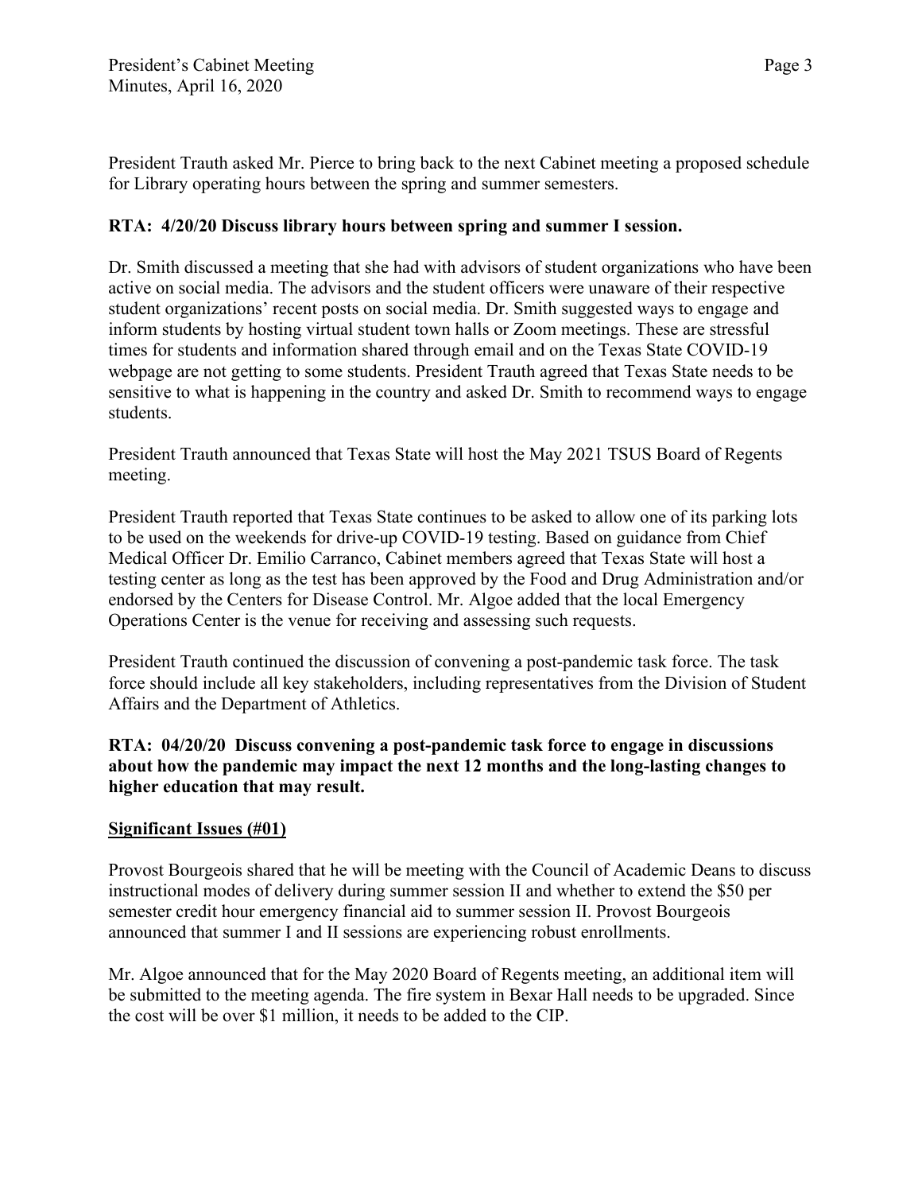President Trauth asked Mr. Pierce to bring back to the next Cabinet meeting a proposed schedule for Library operating hours between the spring and summer semesters.

**RTA: 4/20/20 Discuss library hours between spring and summer I session.**

Dr. Smith discussed a meeting that she had with advisors of student organizations who have been active on social media. The advisors and the student officers were unaware of their respective student organizations' recent posts on social media. Dr. Smith suggested ways to engage and inform students by hosting virtual student town halls or Zoom meetings. These are stressful times for students and information shared through email and on the Texas State COVID-19 webpage are not getting to some students. President Trauth agreed that Texas State needs to be sensitive to what is happening in the country and asked Dr. Smith to recommend ways to engage students.

President Trauth announced that Texas State will host the May 2021 TSUS Board of Regents meeting.

President Trauth reported that Texas State continues to be asked to allow one of its parking lots to be used on the weekends for drive-up COVID-19 testing. Based on guidance from Chief Medical Officer Dr. Emilio Carranco, Cabinet members agreed that Texas State will host a testing center as long as the test has been approved by the Food and Drug Administration and/or endorsed by the Centers for Disease Control. Mr. Algoe added that the local Emergency Operations Center is the venue for receiving and assessing such requests.

President Trauth continued the discussion of convening a post-pandemic task force. The task force should include all key stakeholders, including representatives from the Division of Student Affairs and the Department of Athletics.

**RTA: 04/20/20 Discuss convening a post-pandemic task force to engage in discussions about how the pandemic may impact the next 12 months and the long-lasting changes to higher education that may result.**

**Significant Issues (#01)**

Provost Bourgeois shared that he will be meeting with the Council of Academic Deans to discuss instructional modes of delivery during summer session II and whether to extend the $50 per semester credit hour emergency financial aid to summer session II. Provost Bourgeois announced that summer I and II sessions are experiencing robust enrollments.

Mr. Algoe announced that for the May 2020 Board of Regents meeting, an additional item will be submitted to the meeting agenda. The fire system in Bexar Hall needs to be upgraded. Since the cost will be over $1 million, it needs to be added to the CIP.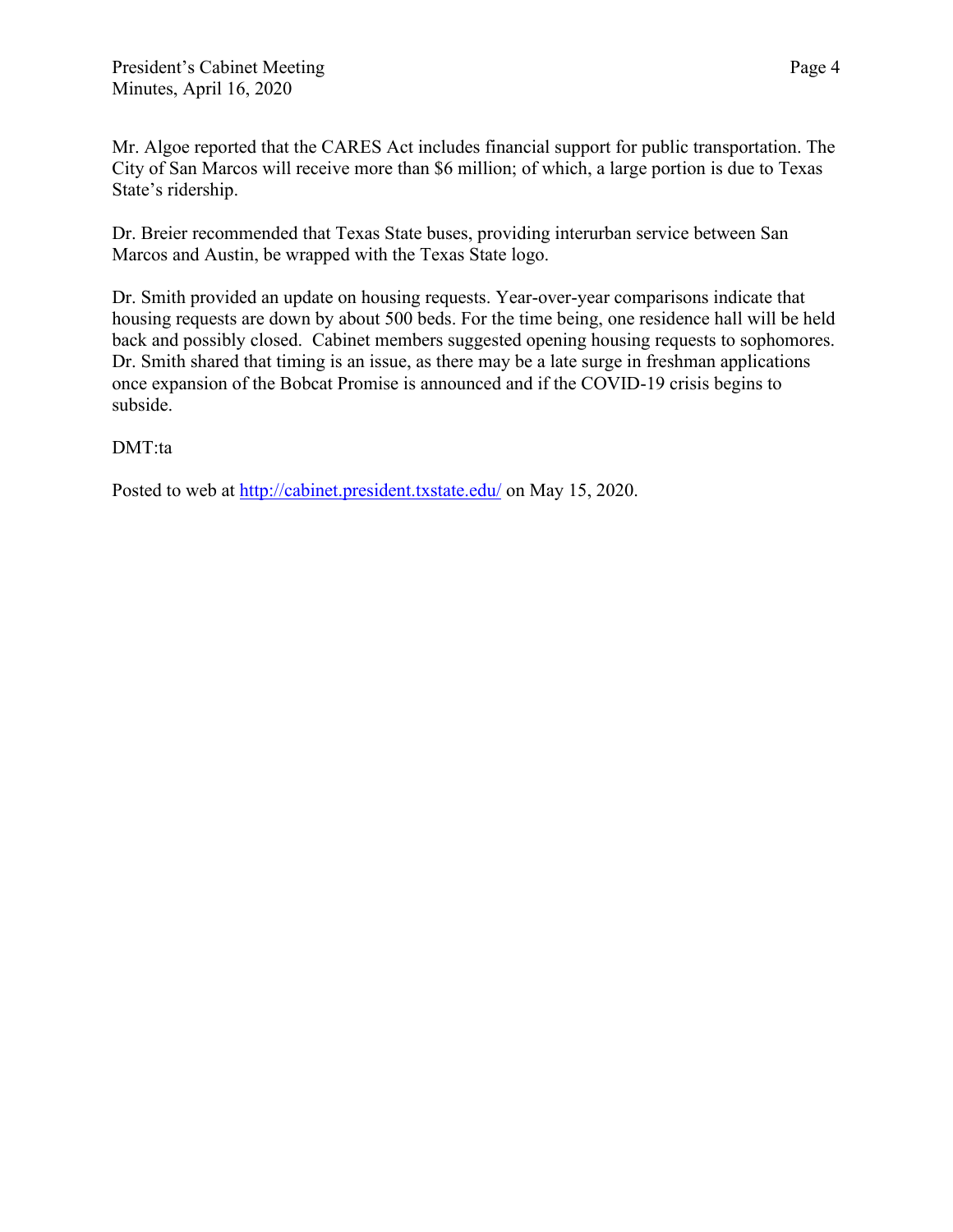Mr. Algoe reported that the CARES Act includes financial support for public transportation. The City of San Marcos will receive more than $6 million; of which, a large portion is due to Texas State's ridership.

Dr. Breier recommended that Texas State buses, providing interurban service between San Marcos and Austin, be wrapped with the Texas State logo.

Dr. Smith provided an update on housing requests. Year-over-year comparisons indicate that housing requests are down by about 500 beds. For the time being, one residence hall will be held back and possibly closed. Cabinet members suggested opening housing requests to sophomores. Dr. Smith shared that timing is an issue, as there may be a late surge in freshman applications once expansion of the Bobcat Promise is announced and if the COVID-19 crisis begins to subside.

DMT:ta

Posted to web at http://cabinet.president.txstate.edu/ on May 15, 2020.